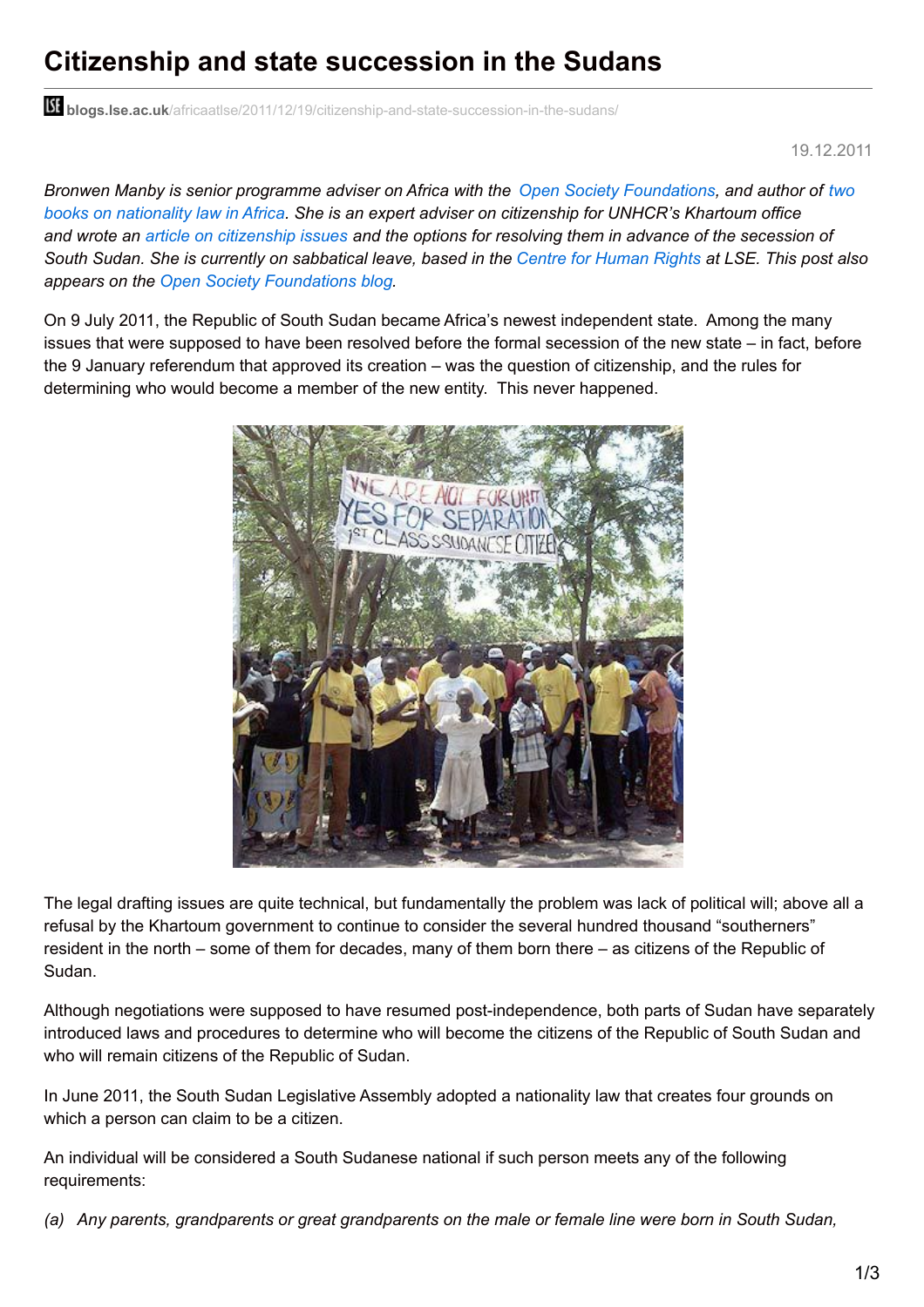# Citizenship and state succession in the Sudans

blogs.lse.ac.uk/africaatlse/2011/12/19/citizenship-and-state-succession-in-the-sudans/

19.12.2011

*Bronwen Manby is senior programme adviser on Africa with the Open Society Foundations, and author of two books on nationality law in Africa. She is an expert adviser on citizenship for UNHCR's Khartoum office and wrote an article on citizenship issues and the options for resolving them in advance of the secession of South Sudan. She is currently on sabbatical leave, based in the Centre for Human Rights at LSE. This post also appears on the Open Society Foundations blog.*

On 9 July 2011, the Republic of South Sudan became Africa's newest independent state. Among the many issues that were supposed to have been resolved before the formal secession of the new state – in fact, before the 9 January referendum that approved its creation – was the question of citizenship, and the rules for determining who would become a member of the new entity. This never happened.

The legal drafting issues are quite technical, but fundamentally the problem was lack of political will; above all a refusal by the Khartoum government to continue to consider the several hundred thousand "southerners" resident in the north – some of them for decades, many of them born there – as citizens of the Republic of Sudan.

Although negotiations were supposed to have resumed post-independence, both parts of Sudan have separately introduced laws and procedures to determine who will become the citizens of the Republic of South Sudan and who will remain citizens of the Republic of Sudan.

In June 2011, the South Sudan Legislative Assembly adopted a nationality law that creates four grounds on which a person can claim to be a citizen.

An individual will be considered a South Sudanese national if such person meets any of the following requirements:

*(a) Any parents, grandparents or great grandparents on the male or female line were born in South Sudan,*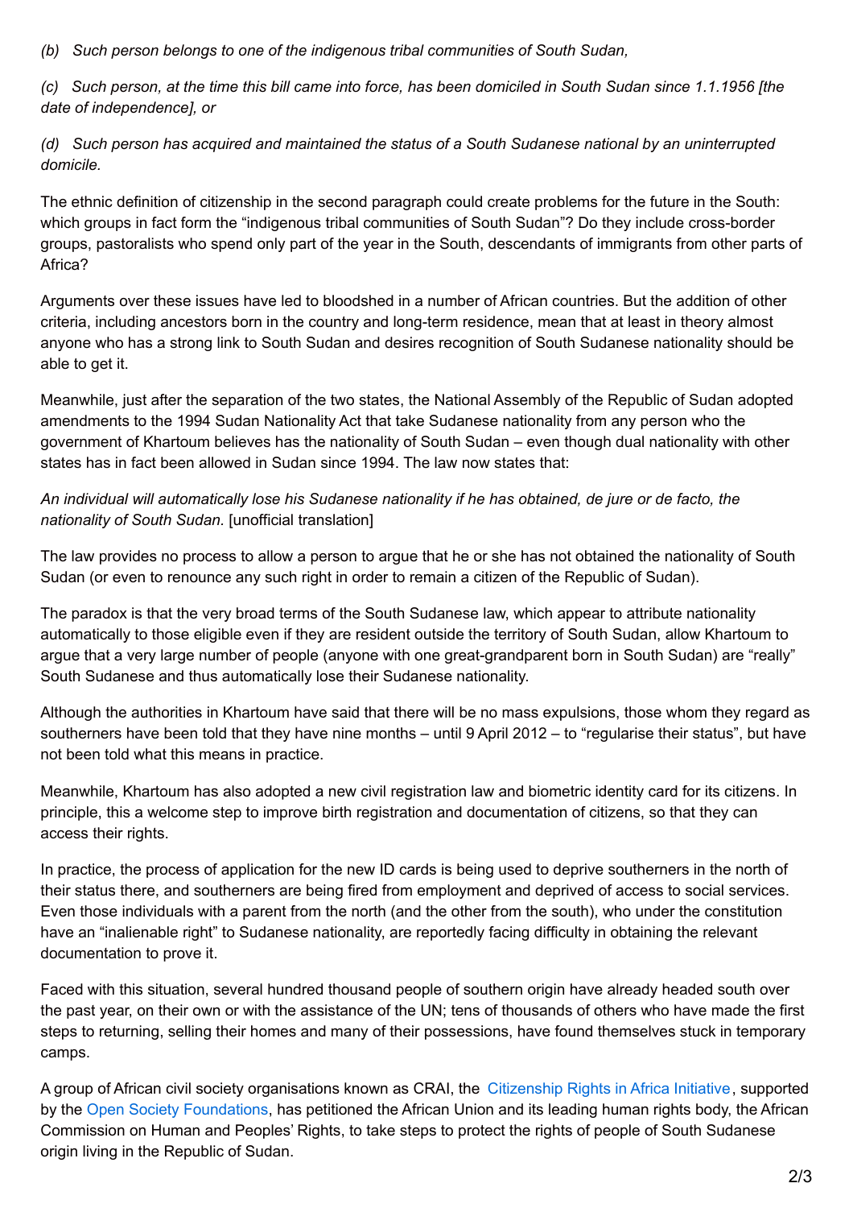*(b) Such person belongs to one of the indigenous tribal communities of South Sudan,*

*(c) Such person, at the time this bill came into force, has been domiciled in South Sudan since 1.1.1956 [the date of independence], or*

*(d) Such person has acquired and maintained the status of a South Sudanese national by an uninterrupted domicile.*

The ethnic definition of citizenship in the second paragraph could create problems for the future in the South: which groups in fact form the "indigenous tribal communities of South Sudan"? Do they include cross-border groups, pastoralists who spend only part of the year in the South, descendants of immigrants from other parts of Africa?

Arguments over these issues have led to bloodshed in a number of African countries. But the addition of other criteria, including ancestors born in the country and long-term residence, mean that at least in theory almost anyone who has a strong link to South Sudan and desires recognition of South Sudanese nationality should be able to get it.

Meanwhile, just after the separation of the two states, the National Assembly of the Republic of Sudan adopted amendments to the 1994 Sudan Nationality Act that take Sudanese nationality from any person who the government of Khartoum believes has the nationality of South Sudan – even though dual nationality with other states has in fact been allowed in Sudan since 1994. The law now states that:

*An individual will automatically lose his Sudanese nationality if he has obtained, de jure or de facto, the nationality of South Sudan.* [unofficial translation]

The law provides no process to allow a person to argue that he or she has not obtained the nationality of South Sudan (or even to renounce any such right in order to remain a citizen of the Republic of Sudan).

The paradox is that the very broad terms of the South Sudanese law, which appear to attribute nationality automatically to those eligible even if they are resident outside the territory of South Sudan, allow Khartoum to argue that a very large number of people (anyone with one great-grandparent born in South Sudan) are "really" South Sudanese and thus automatically lose their Sudanese nationality.

Although the authorities in Khartoum have said that there will be no mass expulsions, those whom they regard as southerners have been told that they have nine months – until 9 April 2012 – to "regularise their status", but have not been told what this means in practice.

Meanwhile, Khartoum has also adopted a new civil registration law and biometric identity card for its citizens. In principle, this a welcome step to improve birth registration and documentation of citizens, so that they can access their rights.

In practice, the process of application for the new ID cards is being used to deprive southerners in the north of their status there, and southerners are being fired from employment and deprived of access to social services. Even those individuals with a parent from the north (and the other from the south), who under the constitution have an "inalienable right" to Sudanese nationality, are reportedly facing difficulty in obtaining the relevant documentation to prove it.

Faced with this situation, several hundred thousand people of southern origin have already headed south over the past year, on their own or with the assistance of the UN; tens of thousands of others who have made the first steps to returning, selling their homes and many of their possessions, have found themselves stuck in temporary camps.

A group of African civil society organisations known as CRAI, the Citizenship Rights in Africa Initiative, supported by the Open Society Foundations, has petitioned the African Union and its leading human rights body, the African Commission on Human and Peoples' Rights, to take steps to protect the rights of people of South Sudanese origin living in the Republic of Sudan.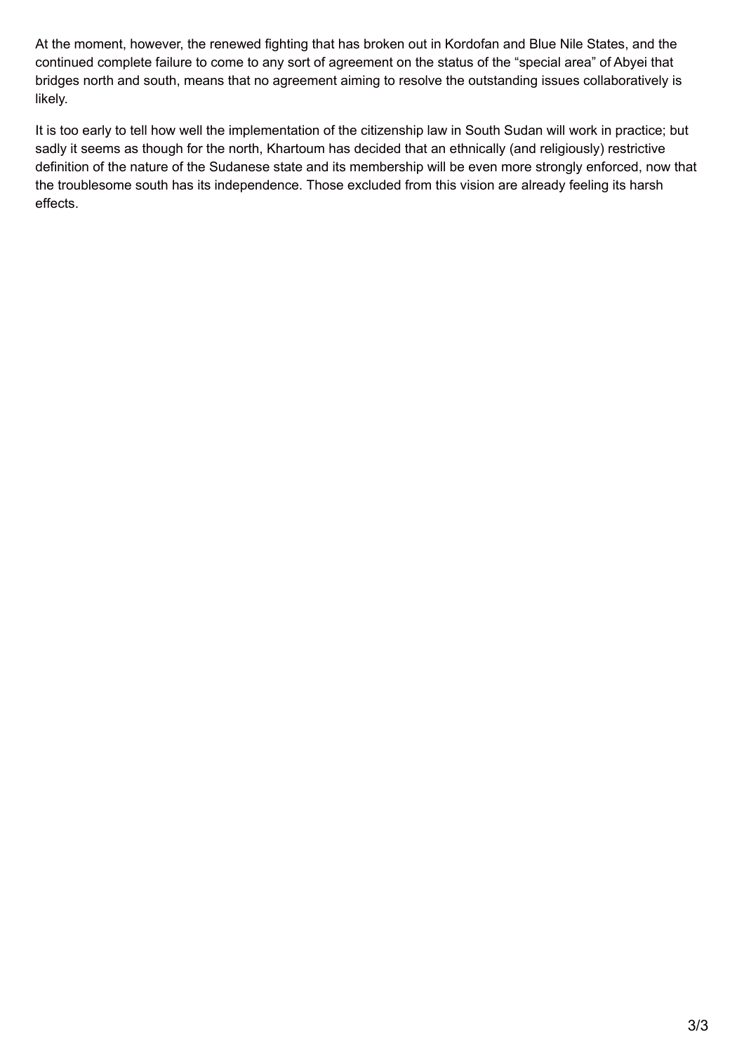At the moment, however, the renewed fighting that has broken out in Kordofan and Blue Nile States, and the continued complete failure to come to any sort of agreement on the status of the "special area" of Abyei that bridges north and south, means that no agreement aiming to resolve the outstanding issues collaboratively is likely.

It is too early to tell how well the implementation of the citizenship law in South Sudan will work in practice; but sadly it seems as though for the north, Khartoum has decided that an ethnically (and religiously) restrictive definition of the nature of the Sudanese state and its membership will be even more strongly enforced, now that the troublesome south has its independence. Those excluded from this vision are already feeling its harsh effects.